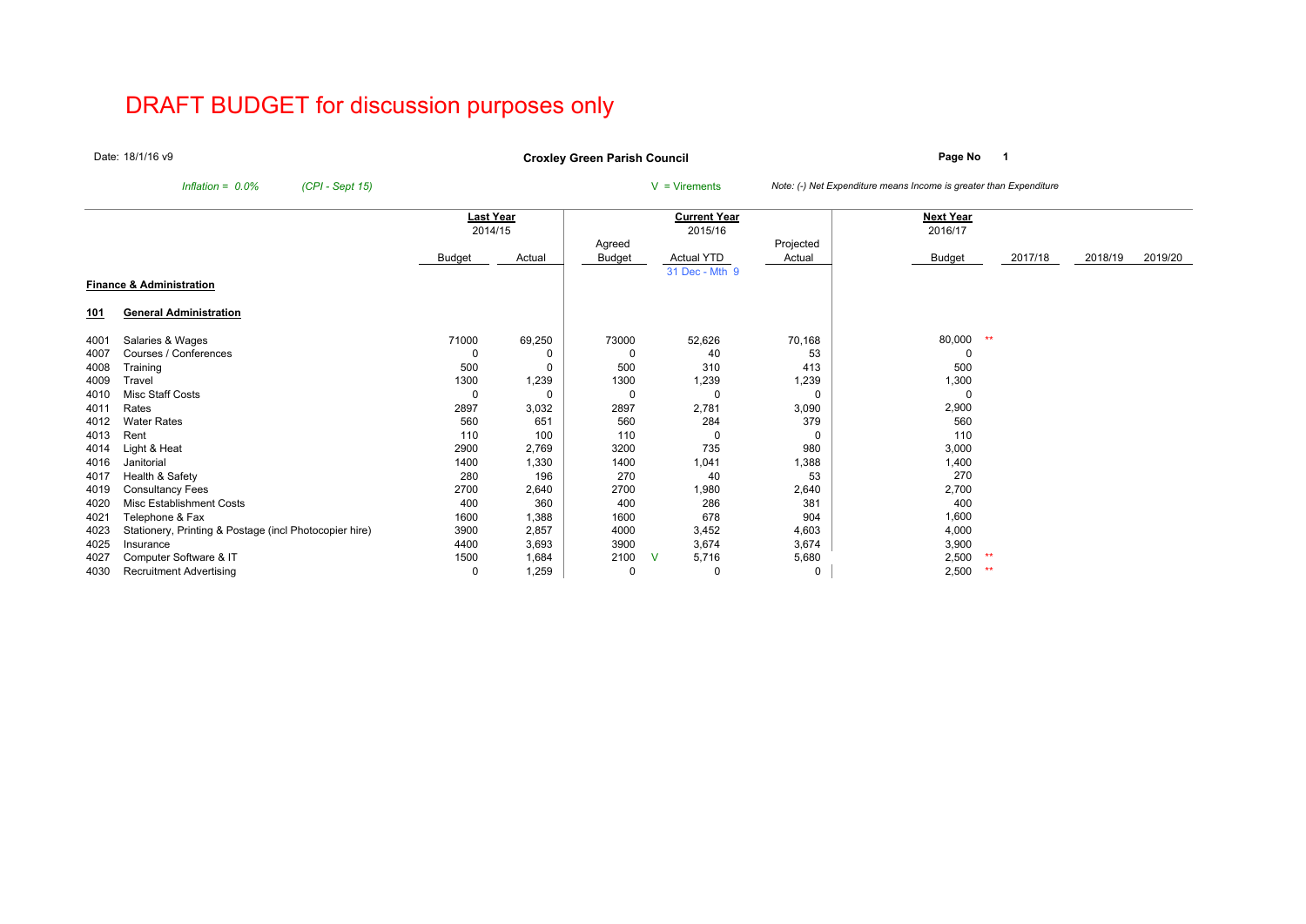# DRAFT BUDGET for discussion purposes only

Date: 18/1/16 v9

**Croxley Green Parish Council**

*Inflation = 0.0%* *(CPI - Sept 15)*

V = Virements

*Note: (-) Net Expenditure means Income is greater than Expenditure*

| | | Last Year 2014/15 | | Current Year 2015/16 | | | | Next Year 2016/17 | | | | |
|---|---|---|---|---|---|---|---|---|---|---|---|---|
| | | Budget | Actual | Agreed Budget | | Actual YTD 31 Dec - Mth 9 | Projected Actual | Budget | | 2017/18 | 2018/19 | 2019/20 |
| **Finance & Administration** | | | | | | | | | | | | |
| **101** | **General Administration** | | | | | | | | | | | |
| 4001 | Salaries & Wages | 71000 | 69,250 | 73000 | | 52,626 | 70,168 | 80,000 | ** | | | |
| 4007 | Courses / Conferences | 0 | 0 | 0 | | 40 | 53 | 0 | | | | |
| 4008 | Training | 500 | 0 | 500 | | 310 | 413 | 500 | | | | |
| 4009 | Travel | 1300 | 1,239 | 1300 | | 1,239 | 1,239 | 1,300 | | | | |
| 4010 | Misc Staff Costs | 0 | 0 | 0 | | 0 | 0 | 0 | | | | |
| 4011 | Rates | 2897 | 3,032 | 2897 | | 2,781 | 3,090 | 2,900 | | | | |
| 4012 | Water Rates | 560 | 651 | 560 | | 284 | 379 | 560 | | | | |
| 4013 | Rent | 110 | 100 | 110 | | 0 | 0 | 110 | | | | |
| 4014 | Light & Heat | 2900 | 2,769 | 3200 | | 735 | 980 | 3,000 | | | | |
| 4016 | Janitorial | 1400 | 1,330 | 1400 | | 1,041 | 1,388 | 1,400 | | | | |
| 4017 | Health & Safety | 280 | 196 | 270 | | 40 | 53 | 270 | | | | |
| 4019 | Consultancy Fees | 2700 | 2,640 | 2700 | | 1,980 | 2,640 | 2,700 | | | | |
| 4020 | Misc Establishment Costs | 400 | 360 | 400 | | 286 | 381 | 400 | | | | |
| 4021 | Telephone & Fax | 1600 | 1,388 | 1600 | | 678 | 904 | 1,600 | | | | |
| 4023 | Stationery, Printing & Postage (incl Photocopier hire) | 3900 | 2,857 | 4000 | | 3,452 | 4,603 | 4,000 | | | | |
| 4025 | Insurance | 4400 | 3,693 | 3900 | | 3,674 | 3,674 | 3,900 | | | | |
| 4027 | Computer Software & IT | 1500 | 1,684 | 2100 | V | 5,716 | 5,680 | 2,500 | ** | | | |
| 4030 | Recruitment Advertising | 0 | 1,259 | 0 | | 0 | 0 | 2,500 | ** | | | |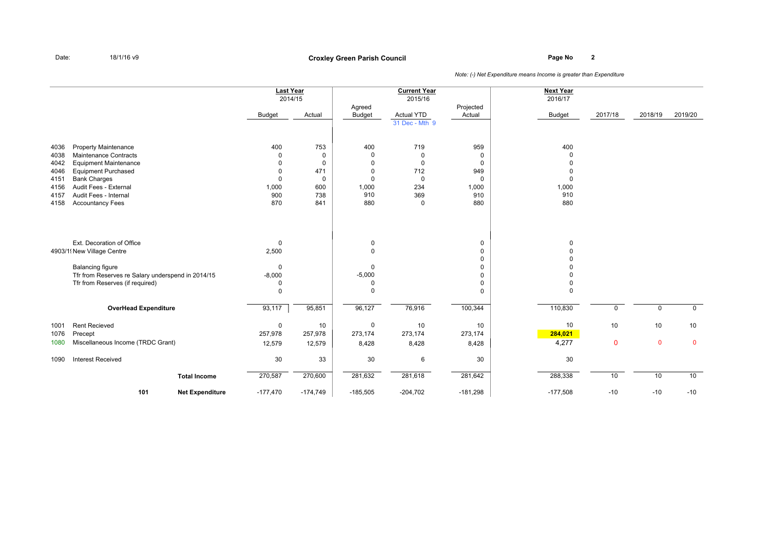Date: 18/1/16 v9

**Croxley Green Parish Council**

*Note: (-) Net Expenditure means Income is greater than Expenditure*

| | | Last Year 2014/15 | | Current Year 2015/16 | | | Next Year 2016/17 | | | |
|---|---|---|---|---|---|---|---|---|---|---|
| | | Budget | Actual | Agreed Budget | Actual YTD 31 Dec - Mth 9 | Projected Actual | Budget | 2017/18 | 2018/19 | 2019/20 |
| 4036 | Property Maintenance | 400 | 753 | 400 | 719 | 959 | 400 | | | |
| 4038 | Maintenance Contracts | 0 | 0 | 0 | 0 | 0 | 0 | | | |
| 4042 | Equipment Maintenance | 0 | 0 | 0 | 0 | 0 | 0 | | | |
| 4046 | Equipment Purchased | 0 | 471 | 0 | 712 | 949 | 0 | | | |
| 4151 | Bank Charges | 0 | 0 | 0 | 0 | 0 | 0 | | | |
| 4156 | Audit Fees - External | 1,000 | 600 | 1,000 | 234 | 1,000 | 1,000 | | | |
| 4157 | Audit Fees - Internal | 900 | 738 | 910 | 369 | 910 | 910 | | | |
| 4158 | Accountancy Fees | 870 | 841 | 880 | 0 | 880 | 880 | | | |
| | Ext. Decoration of Office | 0 | | 0 | | 0 | 0 | | | |
| 4903/1 | New Village Centre | 2,500 | | 0 | | 0 | 0 | | | |
| | | | | | | 0 | 0 | | | |
| | Balancing figure | 0 | | 0 | | 0 | 0 | | | |
| | Tfr from Reserves re Salary underspend in 2014/15 | -8,000 | | -5,000 | | 0 | 0 | | | |
| | Tfr from Reserves (if required) | 0 | | 0 | | 0 | 0 | | | |
| | | 0 | | 0 | | 0 | 0 | | | |
| | **OverHead Expenditure** | 93,117 | 95,851 | 96,127 | 76,916 | 100,344 | 110,830 | 0 | 0 | 0 |
| 1001 | Rent Recieved | 0 | 10 | 0 | 10 | 10 | 10 | 10 | 10 | 10 |
| 1076 | Precept | 257,978 | 257,978 | 273,174 | 273,174 | 273,174 | **284,021** | | | |
| 1080 | Miscellaneous Income (TRDC Grant) | 12,579 | 12,579 | 8,428 | 8,428 | 8,428 | 4,277 | 0 | 0 | 0 |
| 1090 | Interest Received | 30 | 33 | 30 | 6 | 30 | 30 | | | |
| | **Total Income** | 270,587 | 270,600 | 281,632 | 281,618 | 281,642 | 288,338 | 10 | 10 | 10 |
| 101 | **Net Expenditure** | -177,470 | -174,749 | -185,505 | -204,702 | -181,298 | -177,508 | -10 | -10 | -10 |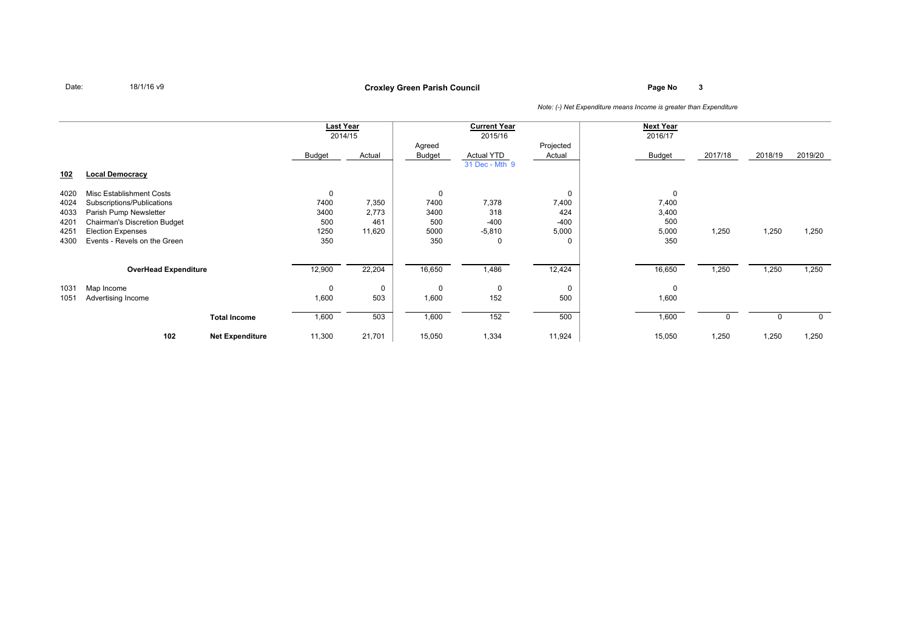Date: 18/1/16 v9

**Croxley Green Parish Council**

*Note: (-) Net Expenditure means Income is greater than Expenditure*

| | | | Last Year 2014/15 | | Current Year 2015/16 | | | Next Year 2016/17 | | | |
|---|---|---|---|---|---|---|---|---|---|---|---|
| | | | Budget | Actual | Agreed Budget | Actual YTD 31 Dec - Mth 9 | Projected Actual | Budget | 2017/18 | 2018/19 | 2019/20 |
| **102** | **Local Democracy** | | | | | | | | | | |
| 4020 | Misc Establishment Costs | | 0 | | 0 | | 0 | 0 | | | |
| 4024 | Subscriptions/Publications | | 7400 | 7,350 | 7400 | 7,378 | 7,400 | 7,400 | | | |
| 4033 | Parish Pump Newsletter | | 3400 | 2,773 | 3400 | 318 | 424 | 3,400 | | | |
| 4201 | Chairman's Discretion Budget | | 500 | 461 | 500 | -400 | -400 | 500 | | | |
| 4251 | Election Expenses | | 1250 | 11,620 | 5000 | -5,810 | 5,000 | 5,000 | 1,250 | 1,250 | 1,250 |
| 4300 | Events - Revels on the Green | | 350 | | 350 | 0 | 0 | 350 | | | |
| | **OverHead Expenditure** | | 12,900 | 22,204 | 16,650 | 1,486 | 12,424 | 16,650 | 1,250 | 1,250 | 1,250 |
| 1031 | Map Income | | 0 | 0 | 0 | 0 | 0 | 0 | | | |
| 1051 | Advertising Income | | 1,600 | 503 | 1,600 | 152 | 500 | 1,600 | | | |
| | | **Total Income** | 1,600 | 503 | 1,600 | 152 | 500 | 1,600 | 0 | 0 | 0 |
| | 102 | **Net Expenditure** | 11,300 | 21,701 | 15,050 | 1,334 | 11,924 | 15,050 | 1,250 | 1,250 | 1,250 |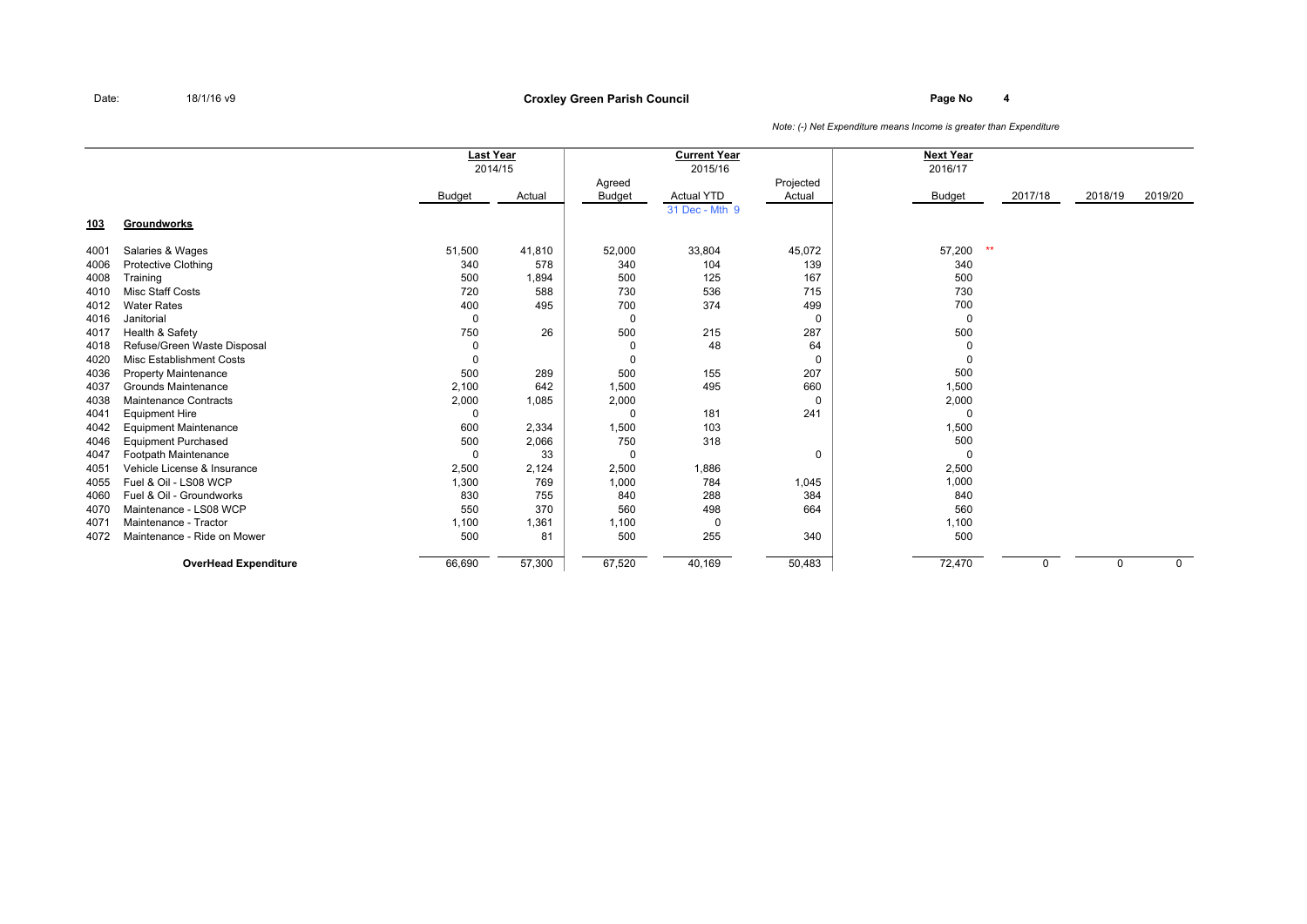Date: 18/1/16 v9

# Croxley Green Parish Council

*Note: (-) Net Expenditure means Income is greater than Expenditure*

| | | Last Year | | Current Year | | | Next Year | | | |
|---|---|---|---|---|---|---|---|---|---|---|
| | | 2014/15 | | 2015/16 | | | 2016/17 | | | |
| | | Budget | Actual | Agreed Budget | Actual YTD<br>31 Dec - Mth 9 | Projected Actual | Budget | 2017/18 | 2018/19 | 2019/20 |
| **103** | **Groundworks** | | | | | | | | | |
| 4001 | Salaries & Wages | 51,500 | 41,810 | 52,000 | 33,804 | 45,072 | 57,200 ** | | | |
| 4006 | Protective Clothing | 340 | 578 | 340 | 104 | 139 | 340 | | | |
| 4008 | Training | 500 | 1,894 | 500 | 125 | 167 | 500 | | | |
| 4010 | Misc Staff Costs | 720 | 588 | 730 | 536 | 715 | 730 | | | |
| 4012 | Water Rates | 400 | 495 | 700 | 374 | 499 | 700 | | | |
| 4016 | Janitorial | 0 | | 0 | | 0 | 0 | | | |
| 4017 | Health & Safety | 750 | 26 | 500 | 215 | 287 | 500 | | | |
| 4018 | Refuse/Green Waste Disposal | 0 | | 0 | 48 | 64 | 0 | | | |
| 4020 | Misc Establishment Costs | 0 | | 0 | | 0 | 0 | | | |
| 4036 | Property Maintenance | 500 | 289 | 500 | 155 | 207 | 500 | | | |
| 4037 | Grounds Maintenance | 2,100 | 642 | 1,500 | 495 | 660 | 1,500 | | | |
| 4038 | Maintenance Contracts | 2,000 | 1,085 | 2,000 | | 0 | 2,000 | | | |
| 4041 | Equipment Hire | 0 | | 0 | 181 | 241 | 0 | | | |
| 4042 | Equipment Maintenance | 600 | 2,334 | 1,500 | 103 | | 1,500 | | | |
| 4046 | Equipment Purchased | 500 | 2,066 | 750 | 318 | | 500 | | | |
| 4047 | Footpath Maintenance | 0 | 33 | 0 | | 0 | 0 | | | |
| 4051 | Vehicle License & Insurance | 2,500 | 2,124 | 2,500 | 1,886 | | 2,500 | | | |
| 4055 | Fuel & Oil - LS08 WCP | 1,300 | 769 | 1,000 | 784 | 1,045 | 1,000 | | | |
| 4060 | Fuel & Oil - Groundworks | 830 | 755 | 840 | 288 | 384 | 840 | | | |
| 4070 | Maintenance - LS08 WCP | 550 | 370 | 560 | 498 | 664 | 560 | | | |
| 4071 | Maintenance - Tractor | 1,100 | 1,361 | 1,100 | 0 | | 1,100 | | | |
| 4072 | Maintenance - Ride on Mower | 500 | 81 | 500 | 255 | 340 | 500 | | | |
| | **OverHead Expenditure** | 66,690 | 57,300 | 67,520 | 40,169 | 50,483 | 72,470 | 0 | 0 | 0 |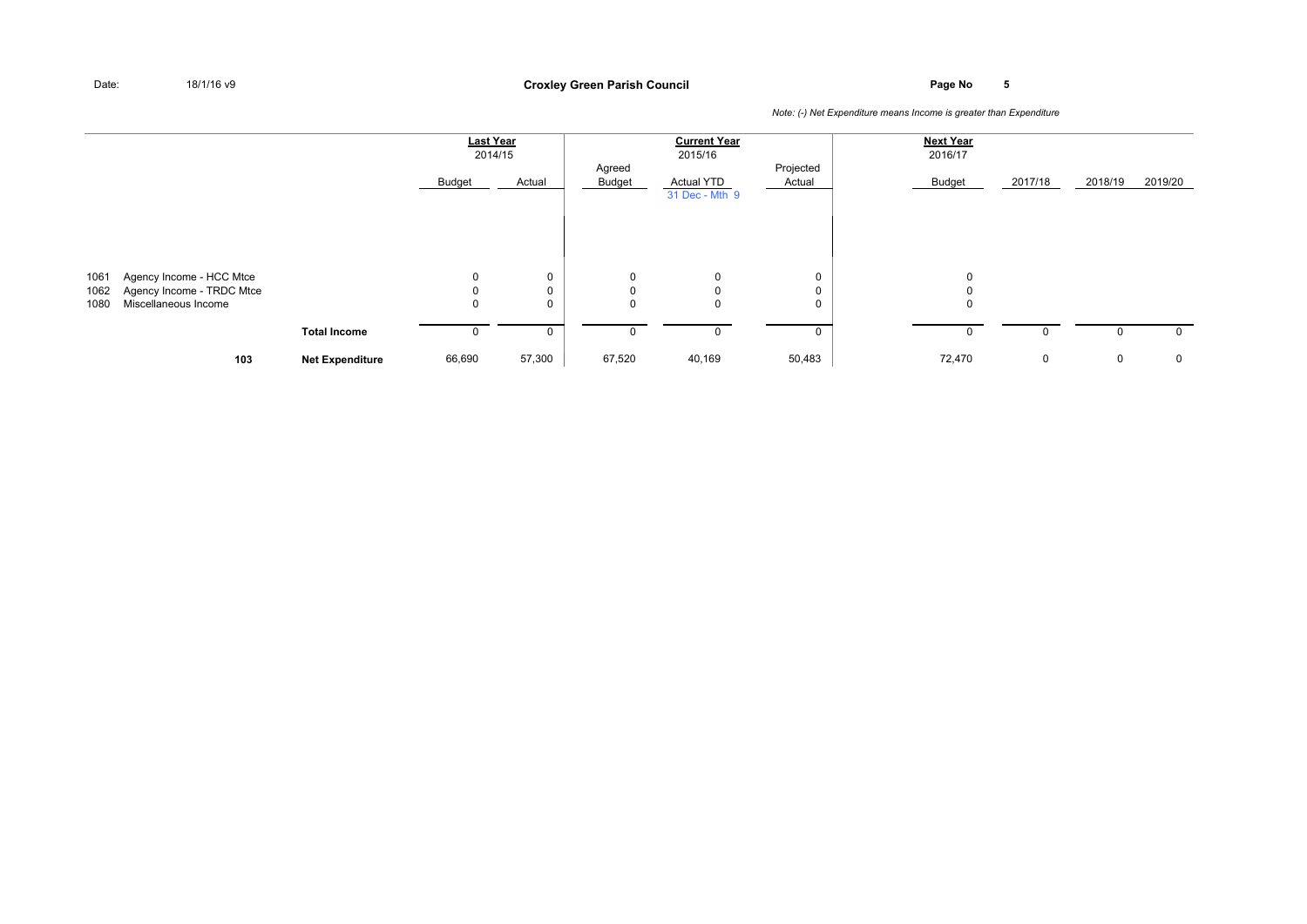Date: 18/1/16 v9

## Croxley Green Parish Council

*Note: (-) Net Expenditure means Income is greater than Expenditure*

| | | | Last Year 2014/15 | | Current Year 2015/16 | | | Next Year 2016/17 | | | |
|---|---|---|---|---|---|---|---|---|---|---|---|
| | | | Budget | Actual | Agreed Budget | Actual YTD 31 Dec - Mth 9 | Projected Actual | Budget | 2017/18 | 2018/19 | 2019/20 |
| 1061 | Agency Income - HCC Mtce | | 0 | 0 | 0 | 0 | 0 | 0 | | | |
| 1062 | Agency Income - TRDC Mtce | | 0 | 0 | 0 | 0 | 0 | 0 | | | |
| 1080 | Miscellaneous Income | | 0 | 0 | 0 | 0 | 0 | 0 | | | |
| | | **Total Income** | 0 | 0 | 0 | 0 | 0 | 0 | 0 | 0 | 0 |
| | **103** | **Net Expenditure** | 66,690 | 57,300 | 67,520 | 40,169 | 50,483 | 72,470 | 0 | 0 | 0 |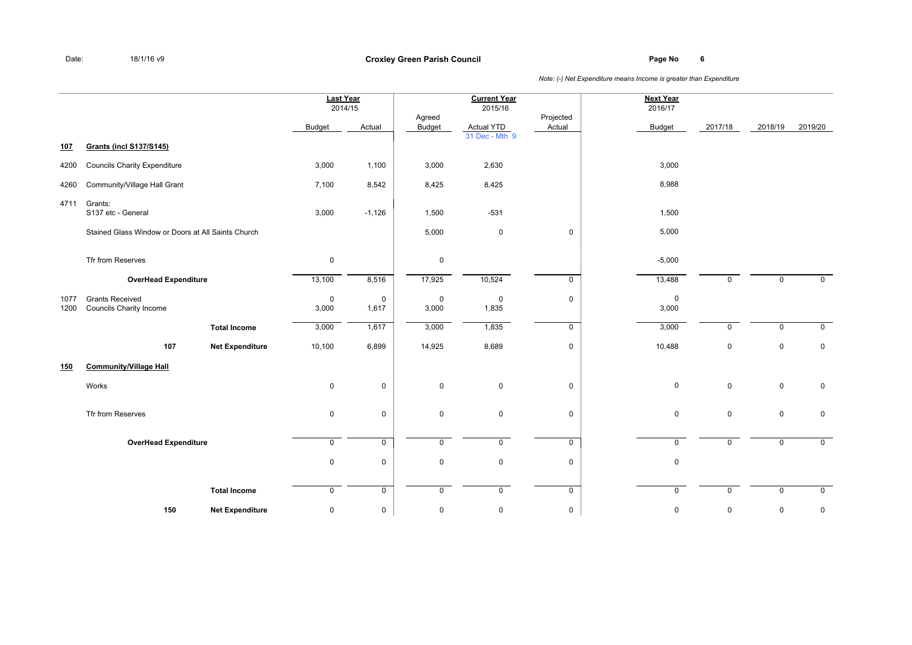Date: 18/1/16 v9

**Croxley Green Parish Council**

*Note: (-) Net Expenditure means Income is greater than Expenditure*

| | | | Last Year 2014/15 | | Current Year 2015/16 | | | Next Year 2016/17 | | | |
|---|---|---|---|---|---|---|---|---|---|---|---|
| | | | Budget | Actual | Agreed Budget | Actual YTD 31 Dec - Mth 9 | Projected Actual | Budget | 2017/18 | 2018/19 | 2019/20 |
| **107** | **Grants (incl S137/S145)** | | | | | | | | | | |
| 4200 | Councils Charity Expenditure | | 3,000 | 1,100 | 3,000 | 2,630 | | 3,000 | | | |
| 4260 | Community/Village Hall Grant | | 7,100 | 8,542 | 8,425 | 8,425 | | 8,988 | | | |
| 4711 | Grants: S137 etc - General | | 3,000 | -1,126 | 1,500 | -531 | | 1,500 | | | |
| | Stained Glass Window or Doors at All Saints Church | | | | 5,000 | 0 | 0 | 5,000 | | | |
| | Tfr from Reserves | | 0 | | 0 | | | -5,000 | | | |
| | **OverHead Expenditure** | | 13,100 | 8,516 | 17,925 | 10,524 | 0 | 13,488 | 0 | 0 | 0 |
| 1077 | Grants Received | | 0 | 0 | 0 | 0 | 0 | 0 | | | |
| 1200 | Councils Charity Income | | 3,000 | 1,617 | 3,000 | 1,835 | | 3,000 | | | |
| | | **Total Income** | 3,000 | 1,617 | 3,000 | 1,835 | 0 | 3,000 | 0 | 0 | 0 |
| | **107** | **Net Expenditure** | 10,100 | 6,899 | 14,925 | 8,689 | 0 | 10,488 | 0 | 0 | 0 |
| **150** | **Community/Village Hall** | | | | | | | | | | |
| | Works | | 0 | 0 | 0 | 0 | 0 | 0 | 0 | 0 | 0 |
| | Tfr from Reserves | | 0 | 0 | 0 | 0 | 0 | 0 | 0 | 0 | 0 |
| | **OverHead Expenditure** | | 0 | 0 | 0 | 0 | 0 | 0 | 0 | 0 | 0 |
| | | | 0 | 0 | 0 | 0 | 0 | 0 | | | |
| | | **Total Income** | 0 | 0 | 0 | 0 | 0 | 0 | 0 | 0 | 0 |
| | **150** | **Net Expenditure** | 0 | 0 | 0 | 0 | 0 | 0 | 0 | 0 | 0 |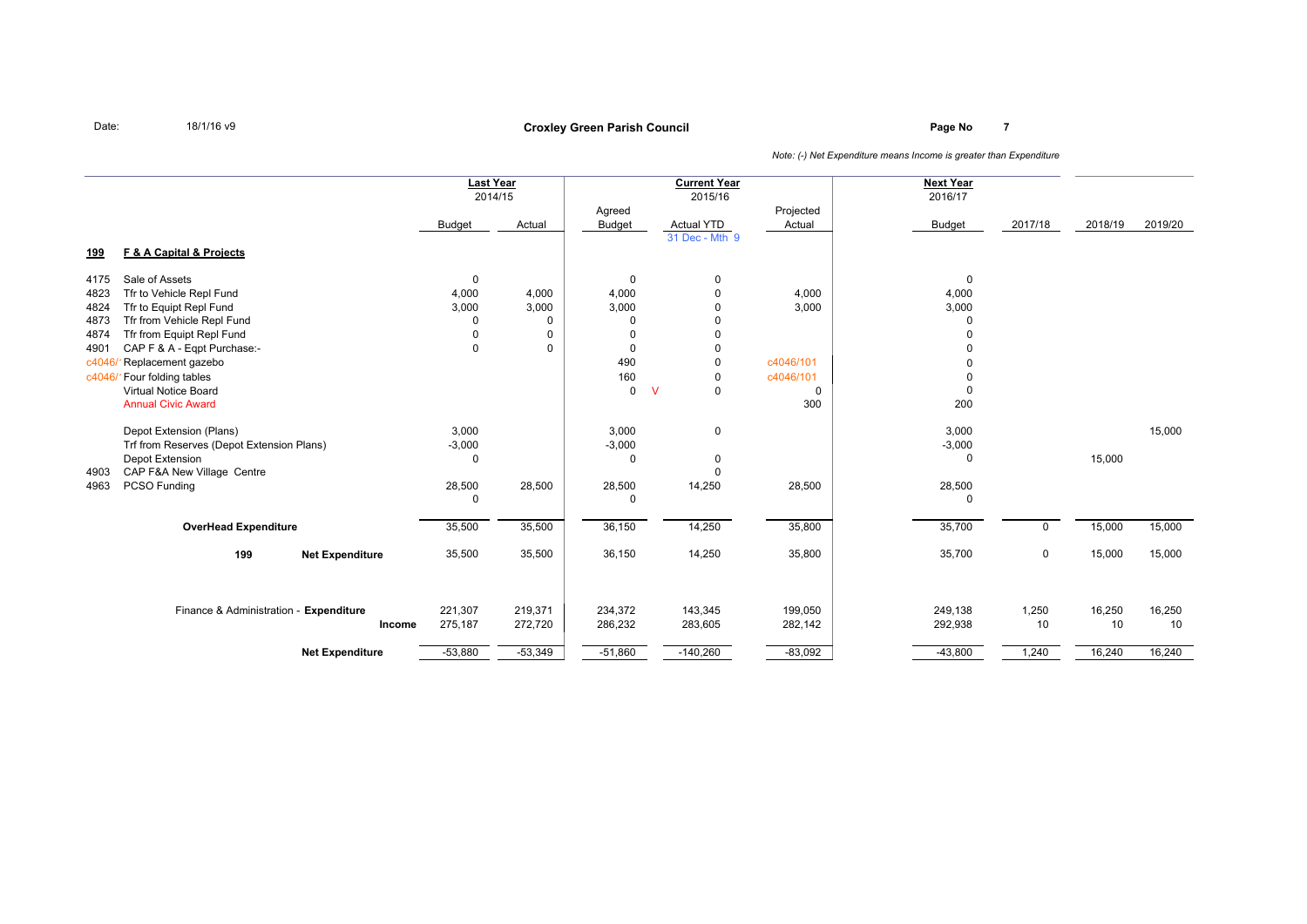Date: 18/1/16 v9

**Croxley Green Parish Council**

*Note: (-) Net Expenditure means Income is greater than Expenditure*

| | | Last Year 2014/15 | | Current Year 2015/16 | | | Next Year 2016/17 | | | |
|---|---|---|---|---|---|---|---|---|---|---|
| | | Budget | Actual | Agreed Budget | Actual YTD 31 Dec - Mth 9 | Projected Actual | Budget | 2017/18 | 2018/19 | 2019/20 |
| **199** | **F & A Capital & Projects** | | | | | | | | | |
| 4175 | Sale of Assets | 0 | | 0 | 0 | | 0 | | | |
| 4823 | Tfr to Vehicle Repl Fund | 4,000 | 4,000 | 4,000 | 0 | 4,000 | 4,000 | | | |
| 4824 | Tfr to Equipt Repl Fund | 3,000 | 3,000 | 3,000 | 0 | 3,000 | 3,000 | | | |
| 4873 | Tfr from Vehicle Repl Fund | 0 | 0 | 0 | 0 | | 0 | | | |
| 4874 | Tfr from Equipt Repl Fund | 0 | 0 | 0 | 0 | | 0 | | | |
| 4901 | CAP F & A - Eqpt Purchase:- | 0 | 0 | 0 | 0 | | 0 | | | |
| c4046/ | Replacement gazebo | | | 490 | 0 | c4046/101 | 0 | | | |
| c4046/ | Four folding tables | | | 160 | 0 | c4046/101 | 0 | | | |
| | Virtual Notice Board | | | 0 V | 0 | 0 | 0 | | | |
| | Annual Civic Award | | | | | 300 | 200 | | | |
| | Depot Extension (Plans) | 3,000 | | 3,000 | 0 | | 3,000 | | | 15,000 |
| | Trf from Reserves (Depot Extension Plans) | -3,000 | | -3,000 | | | -3,000 | | | |
| | Depot Extension | 0 | | 0 | 0 | | 0 | | 15,000 | |
| 4903 | CAP F&A New Village Centre | | | | 0 | | | | | |
| 4963 | PCSO Funding | 28,500 | 28,500 | 28,500 | 14,250 | 28,500 | 28,500 | | | |
| | | 0 | | 0 | | | 0 | | | |
| | **OverHead Expenditure** | 35,500 | 35,500 | 36,150 | 14,250 | 35,800 | 35,700 | 0 | 15,000 | 15,000 |
| 199 | **Net Expenditure** | 35,500 | 35,500 | 36,150 | 14,250 | 35,800 | 35,700 | 0 | 15,000 | 15,000 |
| | Finance & Administration - **Expenditure** | 221,307 | 219,371 | 234,372 | 143,345 | 199,050 | 249,138 | 1,250 | 16,250 | 16,250 |
| | **Income** | 275,187 | 272,720 | 286,232 | 283,605 | 282,142 | 292,938 | 10 | 10 | 10 |
| | **Net Expenditure** | -53,880 | -53,349 | -51,860 | -140,260 | -83,092 | -43,800 | 1,240 | 16,240 | 16,240 |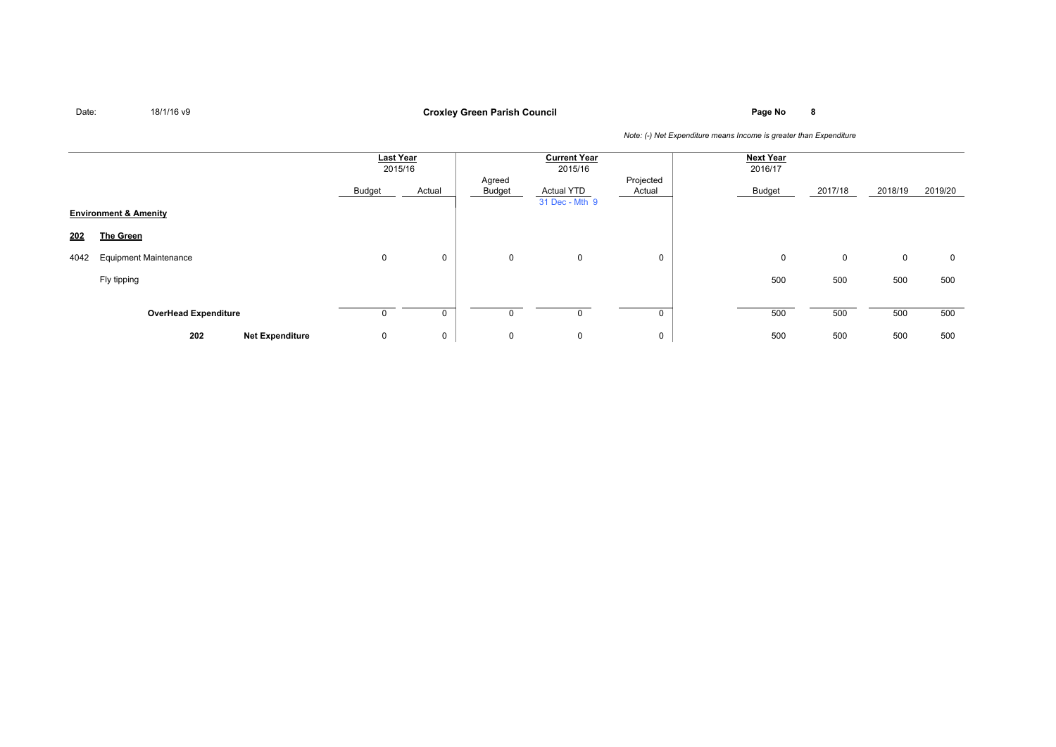Date: 18/1/16 v9

**Croxley Green Parish Council**

*Note: (-) Net Expenditure means Income is greater than Expenditure*

| | | Last Year 2015/16 | | Current Year 2015/16 | | | Next Year 2016/17 | | | |
|---|---|---|---|---|---|---|---|---|---|---|
| | | Budget | Actual | Agreed Budget | Actual YTD 31 Dec - Mth 9 | Projected Actual | Budget | 2017/18 | 2018/19 | 2019/20 |
| **Environment & Amenity** | | | | | | | | | | |
| **202** | **The Green** | | | | | | | | | |
| 4042 | Equipment Maintenance | 0 | 0 | 0 | 0 | 0 | 0 | 0 | 0 | 0 |
| | Fly tipping | | | | | | 500 | 500 | 500 | 500 |
| | **OverHead Expenditure** | 0 | 0 | 0 | 0 | 0 | 500 | 500 | 500 | 500 |
| **202** | **Net Expenditure** | 0 | 0 | 0 | 0 | 0 | 500 | 500 | 500 | 500 |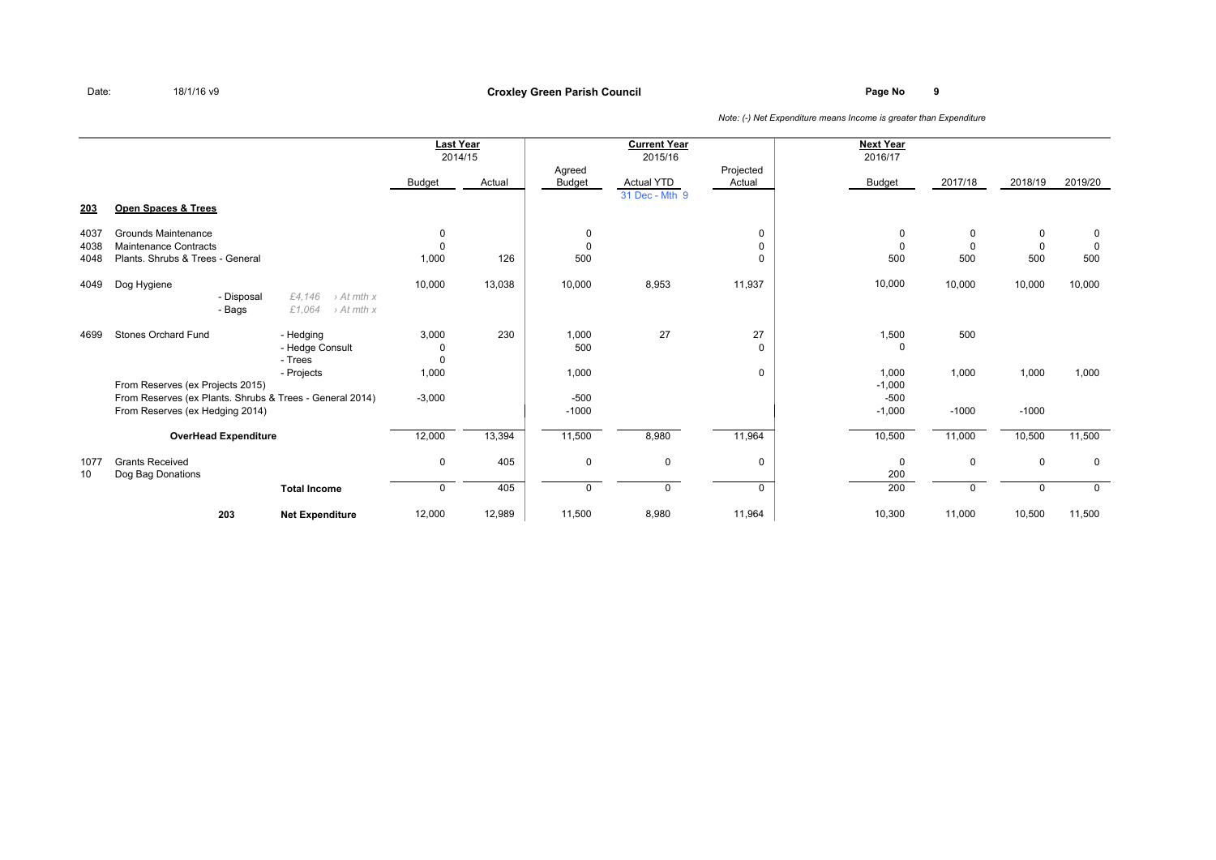Date: 18/1/16 v9

# Croxley Green Parish Council

*Note: (-) Net Expenditure means Income is greater than Expenditure*

| | | | Last Year 2014/15 | | Current Year 2015/16 | | | Next Year 2016/17 | | | |
|---|---|---|---|---|---|---|---|---|---|---|---|
| | | | Budget | Actual | Agreed Budget | Actual YTD 31 Dec - Mth 9 | Projected Actual | Budget | 2017/18 | 2018/19 | 2019/20 |
| **203** | **Open Spaces & Trees** | | | | | | | | | | |
| 4037 | Grounds Maintenance | | 0 | | 0 | | 0 | 0 | 0 | 0 | 0 |
| 4038 | Maintenance Contracts | | 0 | | 0 | | 0 | 0 | 0 | 0 | 0 |
| 4048 | Plants. Shrubs & Trees - General | | 1,000 | 126 | 500 | | 0 | 500 | 500 | 500 | 500 |
| 4049 | Dog Hygiene | | 10,000 | 13,038 | 10,000 | 8,953 | 11,937 | 10,000 | 10,000 | 10,000 | 10,000 |
| | - Disposal | *£4,146 › At mth x* | | | | | | | | | |
| | - Bags | *£1,064 › At mth x* | | | | | | | | | |
| 4699 | Stones Orchard Fund | - Hedging | 3,000 | 230 | 1,000 | 27 | 27 | 1,500 | 500 | | |
| | | - Hedge Consult | 0 | | 500 | | 0 | 0 | | | |
| | | - Trees | 0 | | | | | | | | |
| | | - Projects | 1,000 | | 1,000 | | 0 | 1,000 | 1,000 | 1,000 | 1,000 |
| | From Reserves (ex Projects 2015) | | | | | | | -1,000 | | | |
| | From Reserves (ex Plants. Shrubs & Trees - General 2014) | | -3,000 | | -500 | | | -500 | | | |
| | From Reserves (ex Hedging 2014) | | | | -1000 | | | -1,000 | -1000 | -1000 | |
| | **OverHead Expenditure** | | 12,000 | 13,394 | 11,500 | 8,980 | 11,964 | 10,500 | 11,000 | 10,500 | 11,500 |
| 1077 | Grants Received | | 0 | 405 | 0 | 0 | 0 | 0 | 0 | 0 | 0 |
| 10 | Dog Bag Donations | | | | | | | 200 | | | |
| | | **Total Income** | 0 | 405 | 0 | 0 | 0 | 200 | 0 | 0 | 0 |
| | 203 | **Net Expenditure** | 12,000 | 12,989 | 11,500 | 8,980 | 11,964 | 10,300 | 11,000 | 10,500 | 11,500 |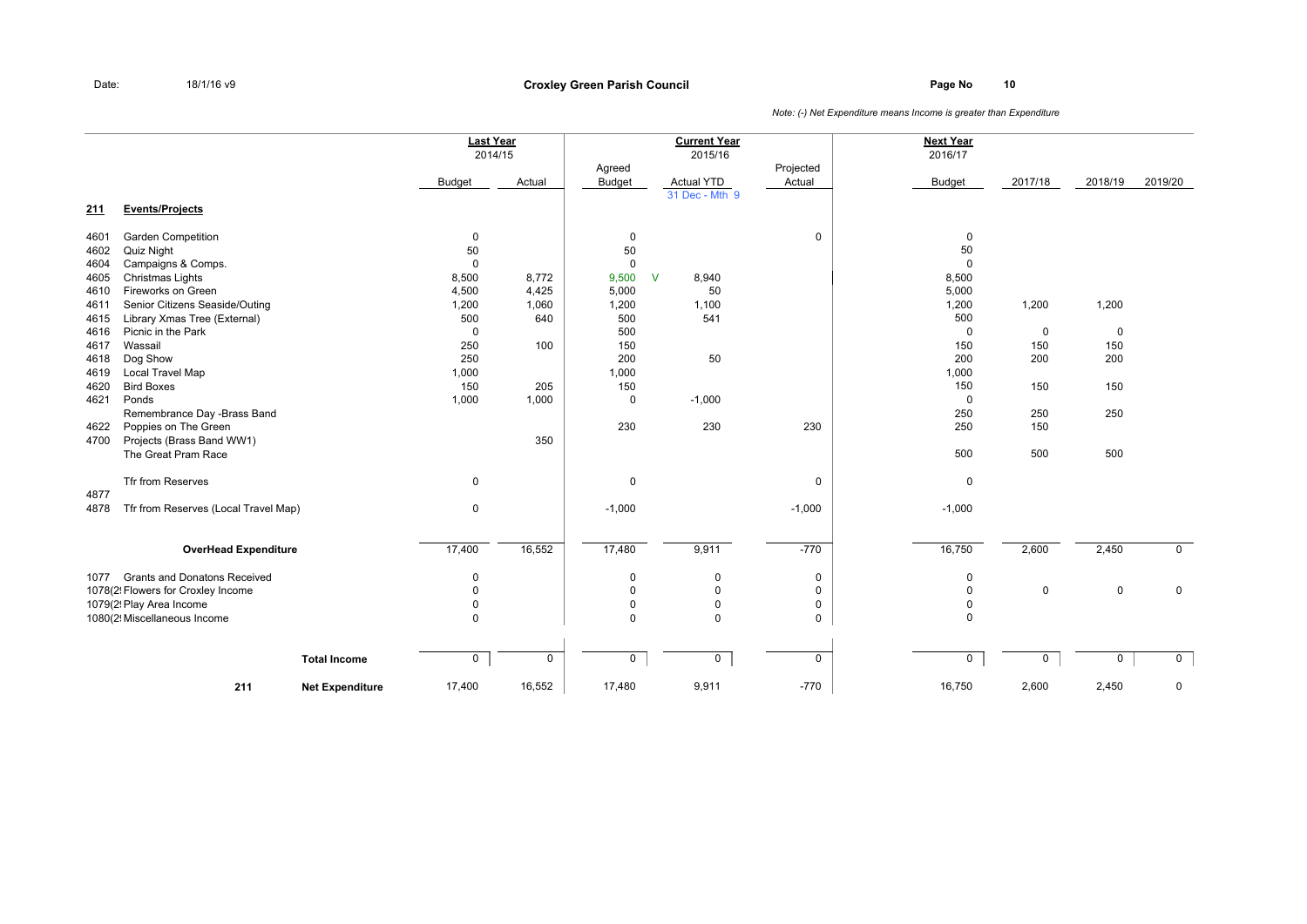Date: 18/1/16 v9

**Croxley Green Parish Council**

Page No 10

*Note: (-) Net Expenditure means Income is greater than Expenditure*

| | | Last Year 2014/15 | | Current Year 2015/16 | | | Next Year 2016/17 | | | |
|---|---|---|---|---|---|---|---|---|---|---|
| | | Budget | Actual | Agreed Budget | Actual YTD 31 Dec - Mth 9 | Projected Actual | Budget | 2017/18 | 2018/19 | 2019/20 |
| **211** | **Events/Projects** | | | | | | | | | |
| 4601 | Garden Competition | 0 | | 0 | | 0 | 0 | | | |
| 4602 | Quiz Night | 50 | | 50 | | | 50 | | | |
| 4604 | Campaigns & Comps. | 0 | | 0 | | | 0 | | | |
| 4605 | Christmas Lights | 8,500 | 8,772 | 9,500 V | 8,940 | | 8,500 | | | |
| 4610 | Fireworks on Green | 4,500 | 4,425 | 5,000 | 50 | | 5,000 | | | |
| 4611 | Senior Citizens Seaside/Outing | 1,200 | 1,060 | 1,200 | 1,100 | | 1,200 | 1,200 | 1,200 | |
| 4615 | Library Xmas Tree (External) | 500 | 640 | 500 | 541 | | 500 | | | |
| 4616 | Picnic in the Park | 0 | | 500 | | | 0 | 0 | 0 | |
| 4617 | Wassail | 250 | 100 | 150 | | | 150 | 150 | 150 | |
| 4618 | Dog Show | 250 | | 200 | 50 | | 200 | 200 | 200 | |
| 4619 | Local Travel Map | 1,000 | | 1,000 | | | 1,000 | | | |
| 4620 | Bird Boxes | 150 | 205 | 150 | | | 150 | 150 | 150 | |
| 4621 | Ponds | 1,000 | 1,000 | 0 | -1,000 | | 0 | | | |
| | Remembrance Day -Brass Band | | | | | | 250 | 250 | 250 | |
| 4622 | Poppies on The Green | | | 230 | 230 | 230 | 250 | 150 | | |
| 4700 | Projects (Brass Band WW1) | | 350 | | | | | | | |
| | The Great Pram Race | | | | | | 500 | 500 | 500 | |
| 4877 | Tfr from Reserves | 0 | | 0 | | 0 | 0 | | | |
| 4878 | Tfr from Reserves (Local Travel Map) | 0 | | -1,000 | | -1,000 | -1,000 | | | |
| | **OverHead Expenditure** | 17,400 | 16,552 | 17,480 | 9,911 | -770 | 16,750 | 2,600 | 2,450 | 0 |
| 1077 | Grants and Donatons Received | 0 | | 0 | 0 | 0 | 0 | | | |
| 1078(2! | Flowers for Croxley Income | 0 | | 0 | 0 | 0 | 0 | 0 | 0 | 0 |
| 1079(2! | Play Area Income | 0 | | 0 | 0 | 0 | 0 | | | |
| 1080(2! | Miscellaneous Income | 0 | | 0 | 0 | 0 | 0 | | | |
| | **Total Income** | 0 | 0 | 0 | 0 | 0 | 0 | 0 | 0 | 0 |
| **211** | **Net Expenditure** | 17,400 | 16,552 | 17,480 | 9,911 | -770 | 16,750 | 2,600 | 2,450 | 0 |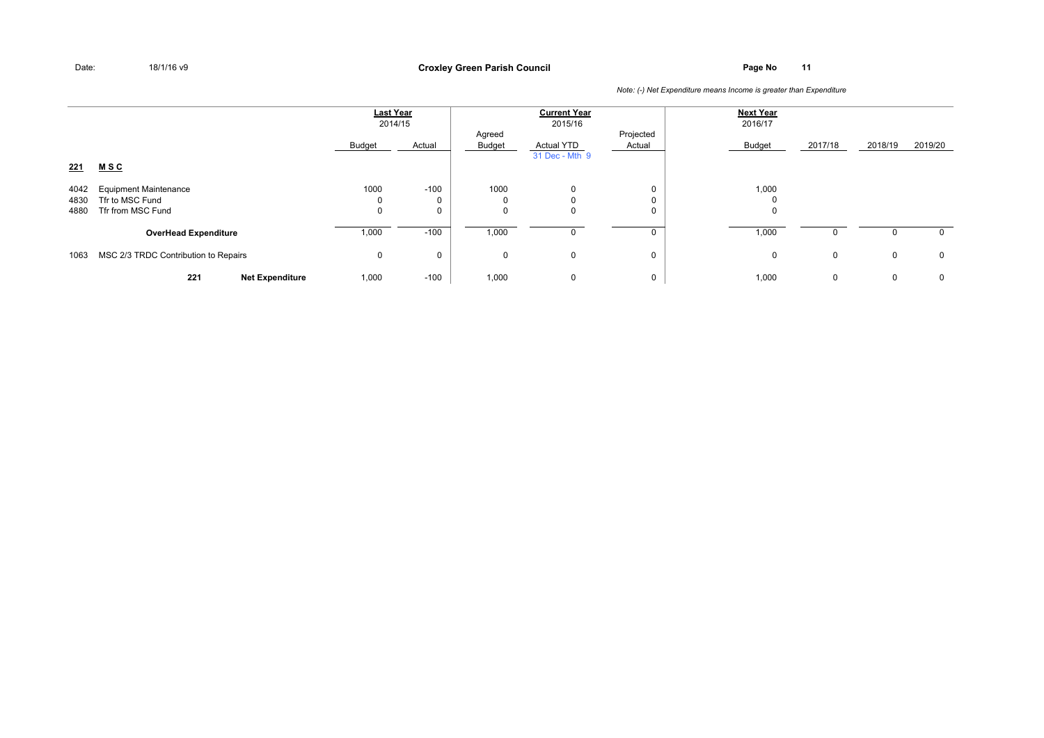**Croxley Green Parish Council**

*Note: (-) Net Expenditure means Income is greater than Expenditure*

| | | Last Year 2014/15 | | Current Year 2015/16 | | | Next Year 2016/17 | | | |
|---|---|---|---|---|---|---|---|---|---|---|
| | | Budget | Actual | Agreed Budget | Actual YTD 31 Dec - Mth 9 | Projected Actual | Budget | 2017/18 | 2018/19 | 2019/20 |
| **221** | **M S C** | | | | | | | | | |
| 4042 | Equipment Maintenance | 1000 | -100 | 1000 | 0 | 0 | 1,000 | | | |
| 4830 | Tfr to MSC Fund | 0 | 0 | 0 | 0 | 0 | 0 | | | |
| 4880 | Tfr from MSC Fund | 0 | 0 | 0 | 0 | 0 | 0 | | | |
| | **OverHead Expenditure** | 1,000 | -100 | 1,000 | 0 | 0 | 1,000 | 0 | 0 | 0 |
| 1063 | MSC 2/3 TRDC Contribution to Repairs | 0 | 0 | 0 | 0 | 0 | 0 | 0 | 0 | 0 |
| | **221 Net Expenditure** | 1,000 | -100 | 1,000 | 0 | 0 | 1,000 | 0 | 0 | 0 |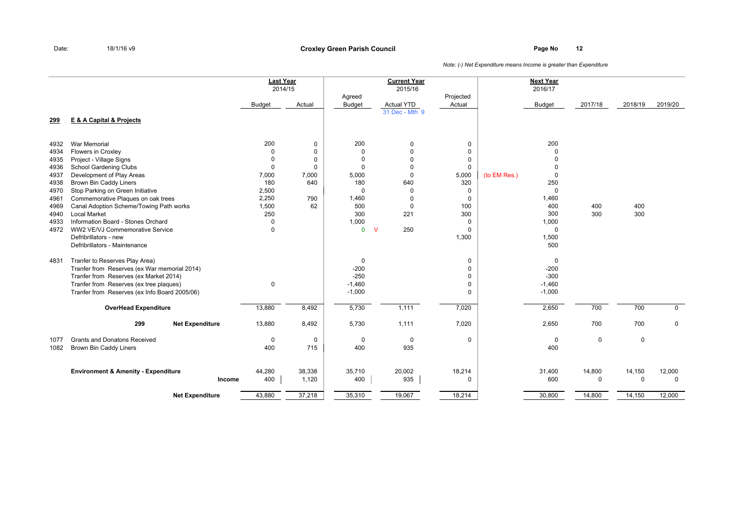Date: 18/1/16 v9

**Croxley Green Parish Council**

*Note: (-) Net Expenditure means Income is greater than Expenditure*

| | | Last Year 2014/15 | | Current Year 2015/16 | | | | Next Year 2016/17 | | | |
|---|---|---|---|---|---|---|---|---|---|---|---|
| | | Budget | Actual | Agreed Budget | Actual YTD 31 Dec - Mth 9 | Projected Actual | | Budget | 2017/18 | 2018/19 | 2019/20 |
| **299** | **E & A Capital & Projects** | | | | | | | | | | |
| 4932 | War Memorial | 200 | 0 | 200 | 0 | 0 | | 200 | | | |
| 4934 | Flowers in Croxley | 0 | 0 | 0 | 0 | 0 | | 0 | | | |
| 4935 | Project - Village Signs | 0 | 0 | 0 | 0 | 0 | | 0 | | | |
| 4936 | School Gardening Clubs | 0 | 0 | 0 | 0 | 0 | | 0 | | | |
| 4937 | Development of Play Areas | 7,000 | 7,000 | 5,000 | 0 | 5,000 | (to EM Res.) | 0 | | | |
| 4938 | Brown Bin Caddy Liners | 180 | 640 | 180 | 640 | 320 | | 250 | | | |
| 4970 | Stop Parking on Green Initiative | 2,500 | | 0 | 0 | 0 | | 0 | | | |
| 4961 | Commemorative Plaques on oak trees | 2,250 | 790 | 1,460 | 0 | 0 | | 1,460 | | | |
| 4969 | Canal Adoption Scheme/Towing Path works | 1,500 | 62 | 500 | 0 | 100 | | 400 | 400 | 400 | |
| 4940 | Local Market | 250 | | 300 | 221 | 300 | | 300 | 300 | 300 | |
| 4933 | Information Board - Stones Orchard | 0 | | 1,000 | | 0 | | 1,000 | | | |
| 4972 | WW2 VE/VJ Commemorative Service | 0 | | 0 V | 250 | 0 | | 0 | | | |
| | Defribrillators - new | | | | | 1,300 | | 1,500 | | | |
| | Defribrillators - Maintenance | | | | | | | 500 | | | |
| 4831 | Tranfer to Reserves Play Area) | | | 0 | | 0 | | 0 | | | |
| | Tranfer from Reserves (ex War memorial 2014) | | | -200 | | 0 | | -200 | | | |
| | Tranfer from Reserves (ex Market 2014) | | | -250 | | 0 | | -300 | | | |
| | Tranfer from Reserves (ex tree plaques) | 0 | | -1,460 | | 0 | | -1,460 | | | |
| | Tranfer from Reserves (ex Info Board 2005/06) | | | -1,000 | | 0 | | -1,000 | | | |
| | **OverHead Expenditure** | 13,880 | 8,492 | 5,730 | 1,111 | 7,020 | | 2,650 | 700 | 700 | 0 |
| | **299 Net Expenditure** | 13,880 | 8,492 | 5,730 | 1,111 | 7,020 | | 2,650 | 700 | 700 | 0 |
| 1077 | Grants and Donatons Received | 0 | 0 | 0 | 0 | 0 | | 0 | 0 | 0 | |
| 1082 | Brown Bin Caddy Liners | 400 | 715 | 400 | 935 | | | 400 | | | |
| | **Environment & Amenity - Expenditure** | 44,280 | 38,338 | 35,710 | 20,002 | 18,214 | | 31,400 | 14,800 | 14,150 | 12,000 |
| | **Income** | 400 | 1,120 | 400 | 935 | 0 | | 600 | 0 | 0 | 0 |
| | **Net Expenditure** | 43,880 | 37,218 | 35,310 | 19,067 | 18,214 | | 30,800 | 14,800 | 14,150 | 12,000 |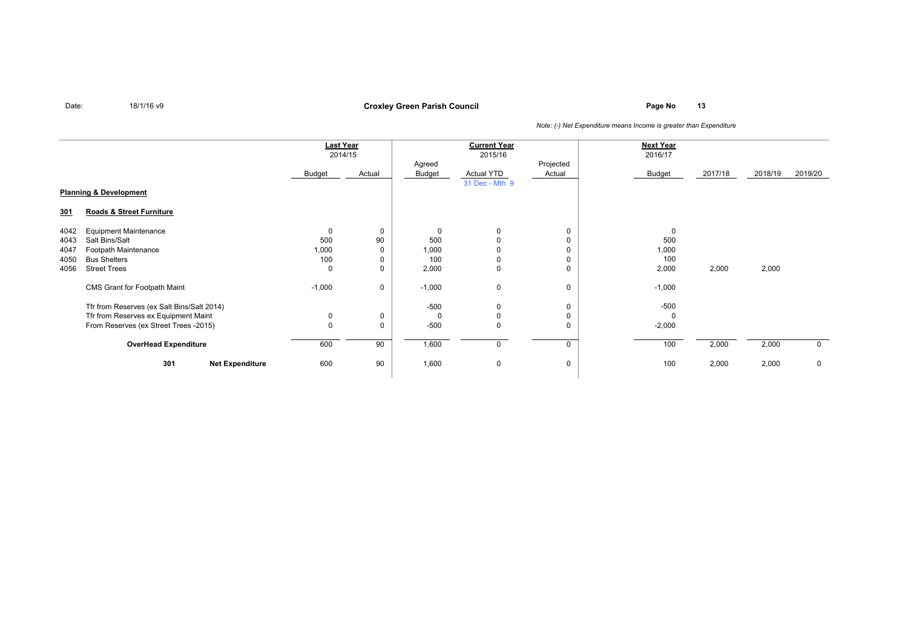Date: 18/1/16 v9

**Croxley Green Parish Council**

*Note: (-) Net Expenditure means Income is greater than Expenditure*

| | | Last Year 2014/15 | | Current Year 2015/16 | | | Next Year 2016/17 | | | |
|---|---|---|---|---|---|---|---|---|---|---|
| | | Budget | Actual | Agreed Budget | Actual YTD 31 Dec - Mth 9 | Projected Actual | Budget | 2017/18 | 2018/19 | 2019/20 |
| **Planning & Development** | | | | | | | | | | |
| **301** | **Roads & Street Furniture** | | | | | | | | | |
| 4042 | Equipment Maintenance | 0 | 0 | 0 | 0 | 0 | 0 | | | |
| 4043 | Salt Bins/Salt | 500 | 90 | 500 | 0 | 0 | 500 | | | |
| 4047 | Footpath Maintenance | 1,000 | 0 | 1,000 | 0 | 0 | 1,000 | | | |
| 4050 | Bus Shelters | 100 | 0 | 100 | 0 | 0 | 100 | | | |
| 4056 | Street Trees | 0 | 0 | 2,000 | 0 | 0 | 2,000 | 2,000 | 2,000 | |
| | CMS Grant for Footpath Maint | -1,000 | 0 | -1,000 | 0 | 0 | -1,000 | | | |
| | Tfr from Reserves (ex Salt Bins/Salt 2014) | | | -500 | 0 | 0 | -500 | | | |
| | Tfr from Reserves ex Equipment Maint | 0 | 0 | 0 | 0 | 0 | 0 | | | |
| | From Reserves (ex Street Trees -2015) | 0 | 0 | -500 | 0 | 0 | -2,000 | | | |
| | **OverHead Expenditure** | 600 | 90 | 1,600 | 0 | 0 | 100 | 2,000 | 2,000 | 0 |
| 301 | **Net Expenditure** | 600 | 90 | 1,600 | 0 | 0 | 100 | 2,000 | 2,000 | 0 |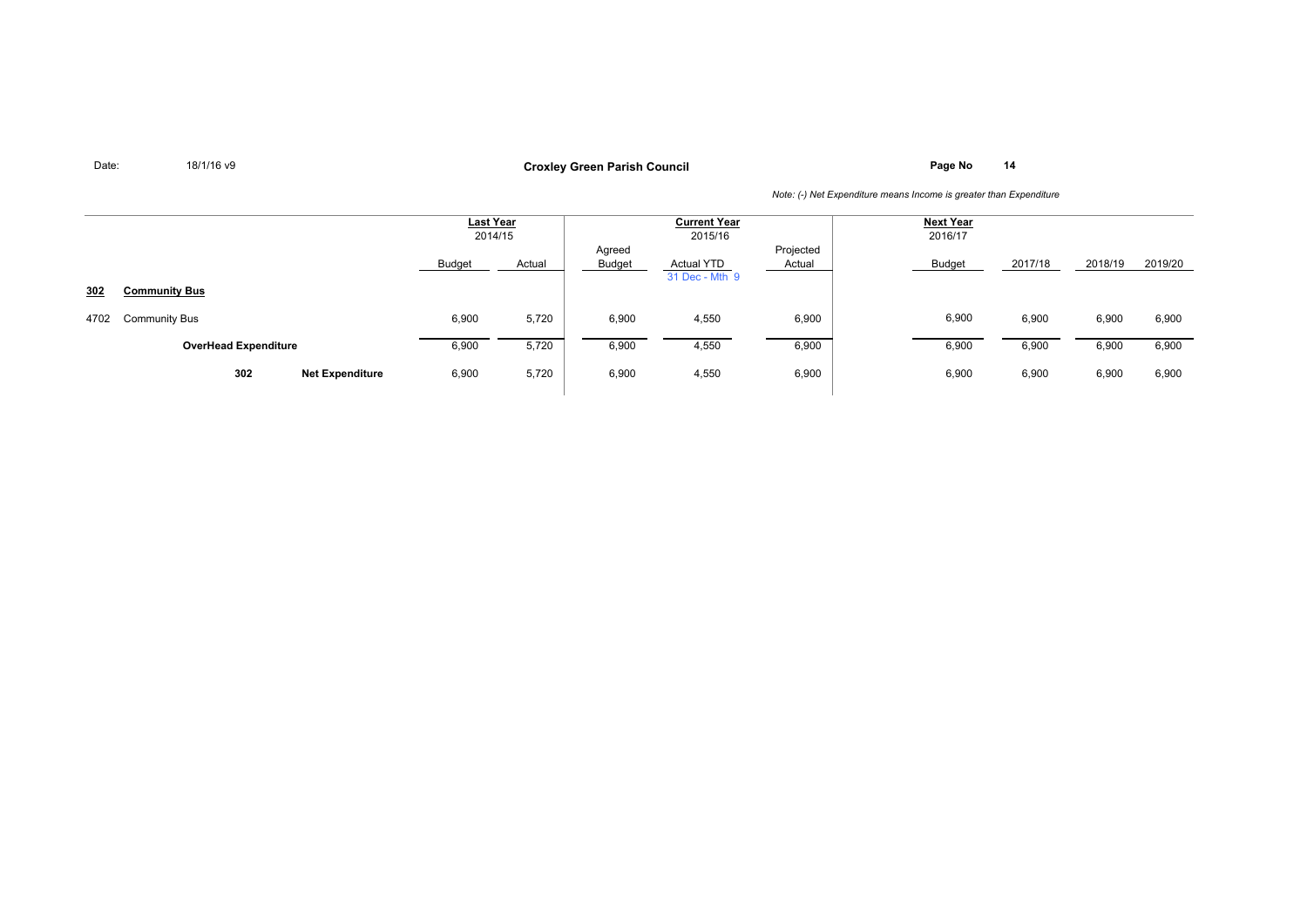**Croxley Green Parish Council**

Date: 18/1/16 v9

*Note: (-) Net Expenditure means Income is greater than Expenditure*

| | | Last Year 2014/15 | | Current Year 2015/16 | | | Next Year 2016/17 | | | |
|---|---|---|---|---|---|---|---|---|---|---|
| | | Budget | Actual | Agreed Budget | Actual YTD 31 Dec - Mth 9 | Projected Actual | Budget | 2017/18 | 2018/19 | 2019/20 |
| **302** | **Community Bus** | | | | | | | | | |
| 4702 | Community Bus | 6,900 | 5,720 | 6,900 | 4,550 | 6,900 | 6,900 | 6,900 | 6,900 | 6,900 |
| | **OverHead Expenditure** | 6,900 | 5,720 | 6,900 | 4,550 | 6,900 | 6,900 | 6,900 | 6,900 | 6,900 |
| 302 | **Net Expenditure** | 6,900 | 5,720 | 6,900 | 4,550 | 6,900 | 6,900 | 6,900 | 6,900 | 6,900 |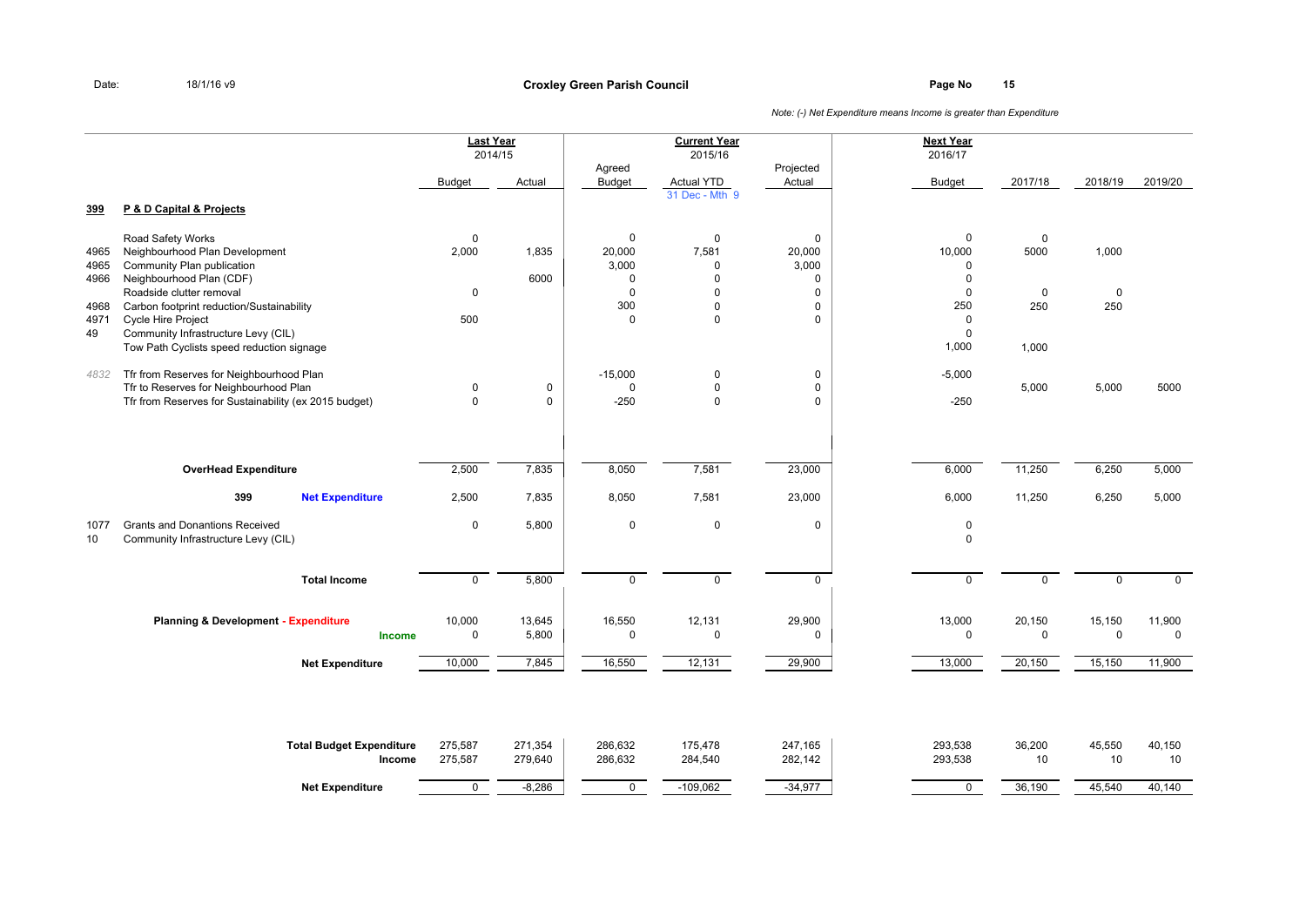Date: 18/1/16 v9

**Croxley Green Parish Council**

*Note: (-) Net Expenditure means Income is greater than Expenditure*

| | | Last Year 2014/15 | | Current Year 2015/16 | | | Next Year 2016/17 | | | |
|---|---|---|---|---|---|---|---|---|---|---|
| | | Budget | Actual | Agreed Budget | Actual YTD 31 Dec - Mth 9 | Projected Actual | Budget | 2017/18 | 2018/19 | 2019/20 |
| **399** | **P & D Capital & Projects** | | | | | | | | | |
| | Road Safety Works | 0 | | 0 | 0 | 0 | 0 | 0 | | |
| 4965 | Neighbourhood Plan Development | 2,000 | 1,835 | 20,000 | 7,581 | 20,000 | 10,000 | 5000 | 1,000 | |
| 4965 | Community Plan publication | | | 3,000 | 0 | 3,000 | 0 | | | |
| 4966 | Neighbourhood Plan (CDF) | | 6000 | 0 | 0 | 0 | 0 | | | |
| | Roadside clutter removal | 0 | | 0 | 0 | 0 | 0 | 0 | 0 | |
| 4968 | Carbon footprint reduction/Sustainability | | | 300 | 0 | 0 | 250 | 250 | 250 | |
| 4971 | Cycle Hire Project | 500 | | 0 | 0 | 0 | 0 | | | |
| 49 | Community Infrastructure Levy (CIL) | | | | | | 0 | | | |
| | Tow Path Cyclists speed reduction signage | | | | | | 1,000 | 1,000 | | |
| 4832 | Tfr from Reserves for Neighbourhood Plan | | | -15,000 | 0 | 0 | -5,000 | | | |
| | Tfr to Reserves for Neighbourhood Plan | 0 | 0 | 0 | 0 | 0 | | 5,000 | 5,000 | 5000 |
| | Tfr from Reserves for Sustainability (ex 2015 budget) | 0 | 0 | -250 | 0 | 0 | -250 | | | |
| | **OverHead Expenditure** | 2,500 | 7,835 | 8,050 | 7,581 | 23,000 | 6,000 | 11,250 | 6,250 | 5,000 |
| | **399 Net Expenditure** | 2,500 | 7,835 | 8,050 | 7,581 | 23,000 | 6,000 | 11,250 | 6,250 | 5,000 |
| 1077 | Grants and Donantions Received | 0 | 5,800 | 0 | 0 | 0 | 0 | | | |
| 10 | Community Infrastructure Levy (CIL) | | | | | | 0 | | | |
| | **Total Income** | 0 | 5,800 | 0 | 0 | 0 | 0 | 0 | 0 | 0 |
| | **Planning & Development - Expenditure** | 10,000 | 13,645 | 16,550 | 12,131 | 29,900 | 13,000 | 20,150 | 15,150 | 11,900 |
| | **Income** | 0 | 5,800 | 0 | 0 | 0 | 0 | 0 | 0 | 0 |
| | **Net Expenditure** | 10,000 | 7,845 | 16,550 | 12,131 | 29,900 | 13,000 | 20,150 | 15,150 | 11,900 |
| | **Total Budget Expenditure** | 275,587 | 271,354 | 286,632 | 175,478 | 247,165 | 293,538 | 36,200 | 45,550 | 40,150 |
| | **Income** | 275,587 | 279,640 | 286,632 | 284,540 | 282,142 | 293,538 | 10 | 10 | 10 |
| | **Net Expenditure** | 0 | -8,286 | 0 | -109,062 | -34,977 | 0 | 36,190 | 45,540 | 40,140 |